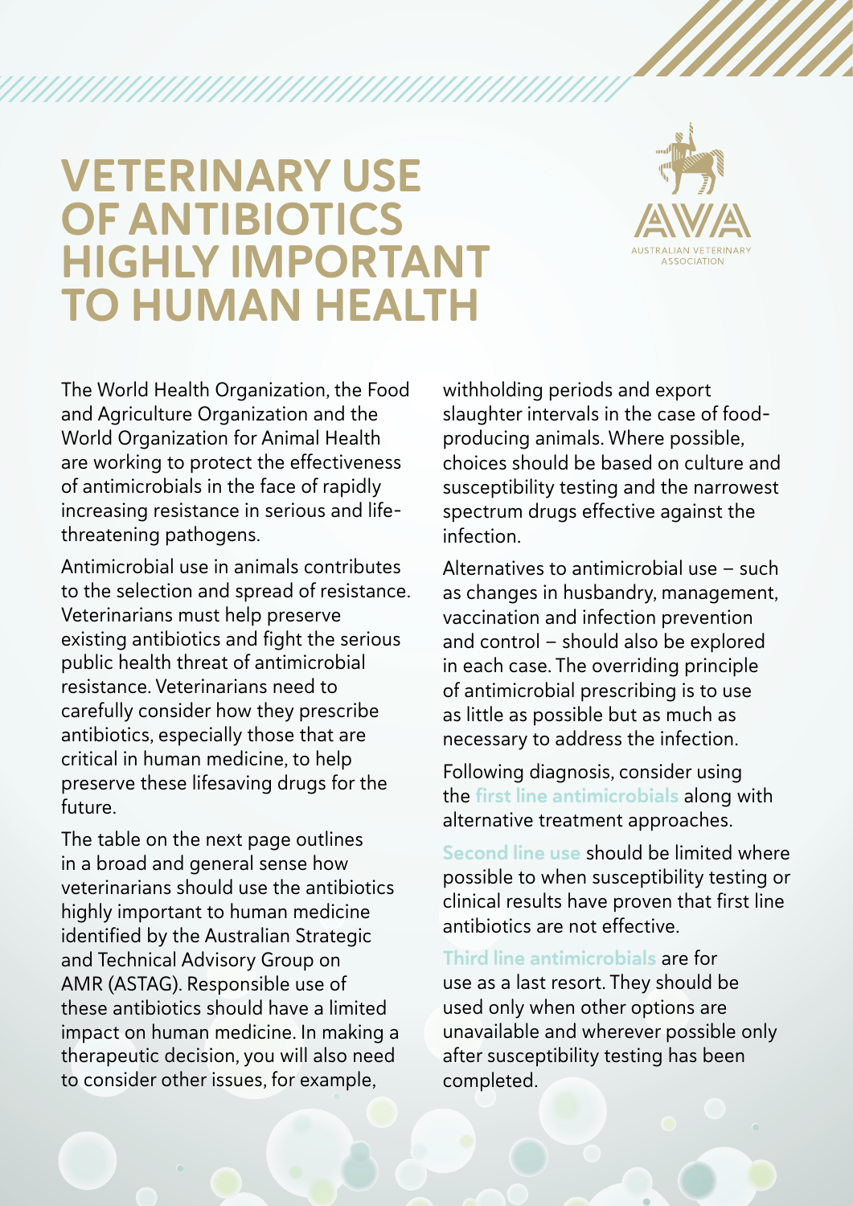# VETERINARY USE OF ANTIBIOTICS HIGHLY IMPORTANT TO HUMAN HEALTH

AUSTRALIAN VETERINARY ASSOCIATION

The World Health Organization, the Food and Agriculture Organization and the World Organization for Animal Health are working to protect the effectiveness of antimicrobials in the face of rapidly increasing resistance in serious and life-threatening pathogens.

Antimicrobial use in animals contributes to the selection and spread of resistance. Veterinarians must help preserve existing antibiotics and fight the serious public health threat of antimicrobial resistance. Veterinarians need to carefully consider how they prescribe antibiotics, especially those that are critical in human medicine, to help preserve these lifesaving drugs for the future.

The table on the next page outlines in a broad and general sense how veterinarians should use the antibiotics highly important to human medicine identified by the Australian Strategic and Technical Advisory Group on AMR (ASTAG). Responsible use of these antibiotics should have a limited impact on human medicine. In making a therapeutic decision, you will also need to consider other issues, for example, withholding periods and export slaughter intervals in the case of food-producing animals. Where possible, choices should be based on culture and susceptibility testing and the narrowest spectrum drugs effective against the infection.

Alternatives to antimicrobial use – such as changes in husbandry, management, vaccination and infection prevention and control – should also be explored in each case. The overriding principle of antimicrobial prescribing is to use as little as possible but as much as necessary to address the infection.

Following diagnosis, consider using the **first line antimicrobials** along with alternative treatment approaches.

**Second line use** should be limited where possible to when susceptibility testing or clinical results have proven that first line antibiotics are not effective.

**Third line antimicrobials** are for use as a last resort. They should be used only when other options are unavailable and wherever possible only after susceptibility testing has been completed.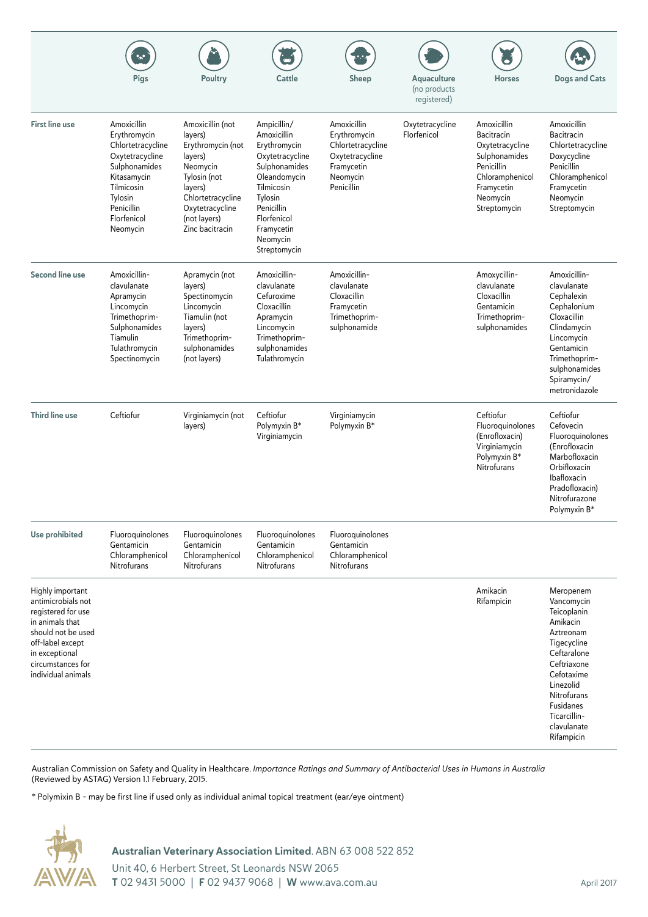| | Pigs | Poultry | Cattle | Sheep | Aquaculture (no products registered) | Horses | Dogs and Cats |
|---|---|---|---|---|---|---|---|
| **First line use** | Amoxicillin<br>Erythromycin<br>Chlortetracycline<br>Oxytetracycline<br>Sulphonamides<br>Kitasamycin<br>Tilmicosin<br>Tylosin<br>Penicillin<br>Florfenicol<br>Neomycin | Amoxicillin (not layers)<br>Erythromycin (not layers)<br>Neomycin<br>Tylosin (not layers)<br>Chlortetracycline<br>Oxytetracycline (not layers)<br>Zinc bacitracin | Ampicillin/ Amoxicillin<br>Erythromycin<br>Oxytetracycline<br>Sulphonamides<br>Oleandomycin<br>Tilmicosin<br>Tylosin<br>Penicillin<br>Florfenicol<br>Framycetin<br>Neomycin<br>Streptomycin | Amoxicillin<br>Erythromycin<br>Chlortetracycline<br>Oxytetracycline<br>Framycetin<br>Neomycin<br>Penicillin | Oxytetracycline<br>Florfenicol | Amoxicillin<br>Bacitracin<br>Oxytetracycline<br>Sulphonamides<br>Penicillin<br>Chloramphenicol<br>Framycetin<br>Neomycin<br>Streptomycin | Amoxicillin<br>Bacitracin<br>Chlortetracycline<br>Doxycycline<br>Penicillin<br>Chloramphenicol<br>Framycetin<br>Neomycin<br>Streptomycin |
| **Second line use** | Amoxicillin-clavulanate<br>Apramycin<br>Lincomycin<br>Trimethoprim-Sulphonamides<br>Tiamulin<br>Tulathromycin<br>Spectinomycin | Apramycin (not layers)<br>Spectinomycin<br>Lincomycin<br>Tiamulin (not layers)<br>Trimethoprim-sulphonamides (not layers) | Amoxicillin-clavulanate<br>Cefuroxime<br>Cloxacillin<br>Apramycin<br>Lincomycin<br>Trimethoprim-sulphonamides<br>Tulathromycin | Amoxicillin-clavulanate<br>Cloxacillin<br>Framycetin<br>Trimethoprim-sulphonamide | | Amoxycillin-clavulanate<br>Cloxacillin<br>Gentamicin<br>Trimethoprim-sulphonamides | Amoxicillin-clavulanate<br>Cephalexin<br>Cephalonium<br>Cloxacillin<br>Clindamycin<br>Lincomycin<br>Gentamicin<br>Trimethoprim-sulphonamides<br>Spiramycin/ metronidazole |
| **Third line use** | Ceftiofur | Virginiamycin (not layers) | Ceftiofur<br>Polymyxin B*<br>Virginiamycin | Virginiamycin<br>Polymyxin B* | | Ceftiofur<br>Fluoroquinolones (Enrofloxacin)<br>Virginiamycin<br>Polymyxin B*<br>Nitrofurans | Ceftiofur<br>Cefovecin<br>Fluoroquinolones (Enrofloxacin<br>Marbofloxacin<br>Orbifloxacin<br>Ibafloxacin<br>Pradofloxacin)<br>Nitrofurazone<br>Polymyxin B* |
| **Use prohibited** | Fluoroquinolones<br>Gentamicin<br>Chloramphenicol<br>Nitrofurans | Fluoroquinolones<br>Gentamicin<br>Chloramphenicol<br>Nitrofurans | Fluoroquinolones<br>Gentamicin<br>Chloramphenicol<br>Nitrofurans | Fluoroquinolones<br>Gentamicin<br>Chloramphenicol<br>Nitrofurans | | | |
| Highly important antimicrobials not registered for use in animals that should not be used off-label except in exceptional circumstances for individual animals | | | | | | Amikacin<br>Rifampicin | Meropenem<br>Vancomycin<br>Teicoplanin<br>Amikacin<br>Aztreonam<br>Tigecycline<br>Ceftaralone<br>Ceftriaxone<br>Cefotaxime<br>Linezolid<br>Nitrofurans<br>Fusidanes<br>Ticarcillin-clavulanate<br>Rifampicin |

Australian Commission on Safety and Quality in Healthcare. *Importance Ratings and Summary of Antibacterial Uses in Humans in Australia* (Reviewed by ASTAG) Version 1.1 February, 2015.

* Polymixin B - may be first line if used only as individual animal topical treatment (ear/eye ointment)

**Australian Veterinary Association Limited**. ABN 63 008 522 852

Unit 40, 6 Herbert Street, St Leonards NSW 2065

**T** 02 9431 5000 | **F** 02 9437 9068 | **W** www.ava.com.au

April 2017